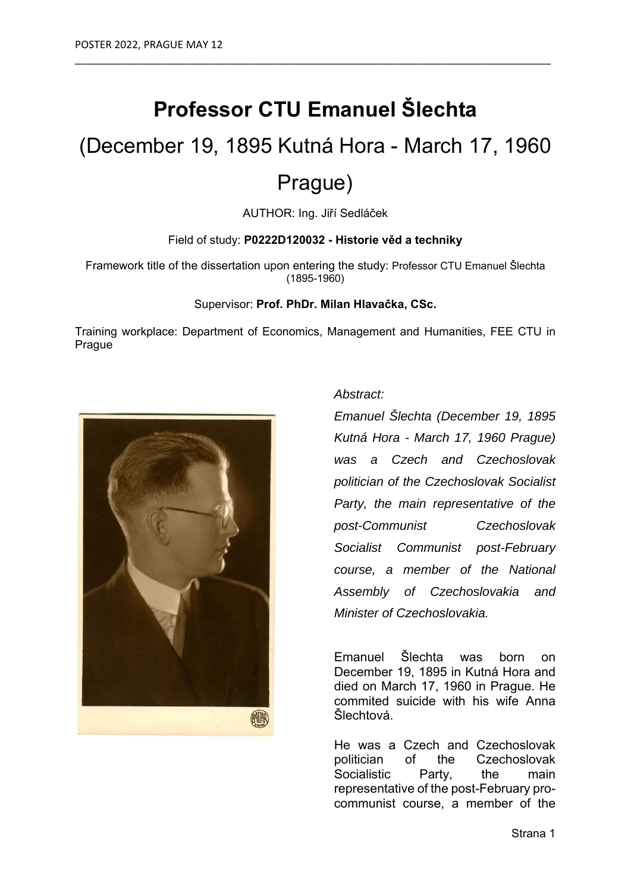# Professor CTU Emanuel Šlechta

## (December 19, 1895 Kutná Hora - March 17, 1960 Prague)

AUTHOR: Ing. Jiří Sedláček

Field of study: **P0222D120032 - Historie věd a techniky**

Framework title of the dissertation upon entering the study: Professor CTU Emanuel Šlechta (1895-1960)

Supervisor: **Prof. PhDr. Milan Hlavačka, CSc.**

Training workplace: Department of Economics, Management and Humanities, FEE CTU in Prague

*Abstract:*

*Emanuel Šlechta (December 19, 1895 Kutná Hora - March 17, 1960 Prague) was a Czech and Czechoslovak politician of the Czechoslovak Socialist Party, the main representative of the post-Communist Czechoslovak Socialist Communist post-February course, a member of the National Assembly of Czechoslovakia and Minister of Czechoslovakia.*

Emanuel Šlechta was born on December 19, 1895 in Kutná Hora and died on March 17, 1960 in Prague. He commited suicide with his wife Anna Šlechtová.

He was a Czech and Czechoslovak politician of the Czechoslovak Socialistic Party, the main representative of the post-February pro-communist course, a member of the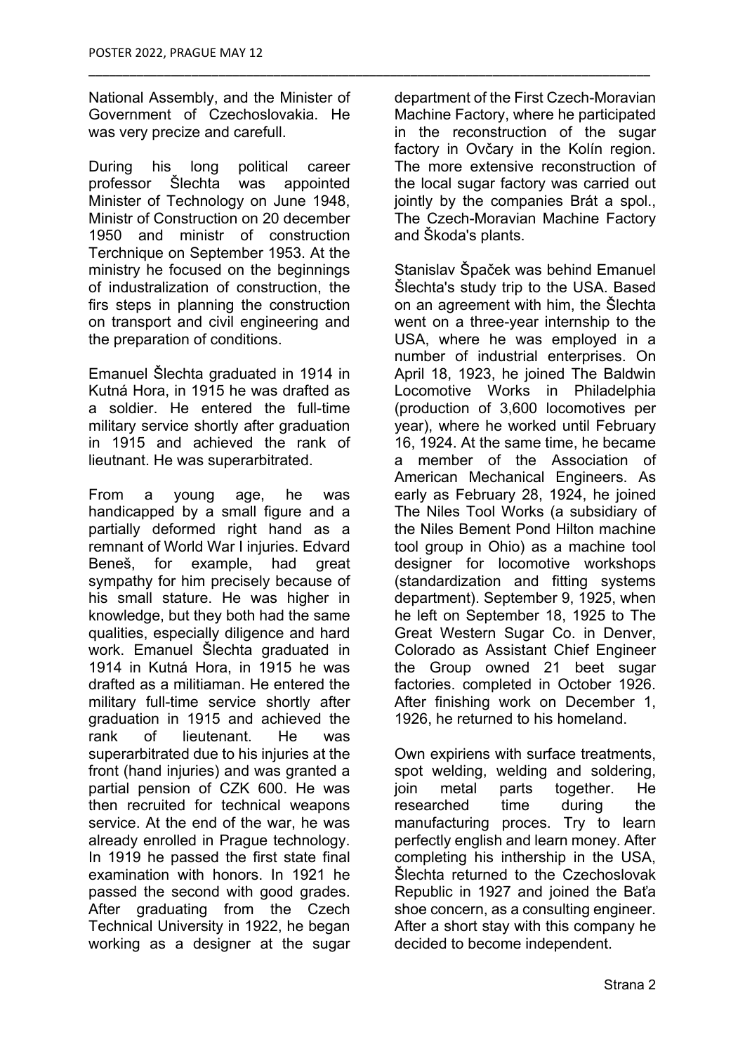National Assembly, and the Minister of Government of Czechoslovakia. He was very precize and carefull.

During his long political career professor Šlechta was appointed Minister of Technology on June 1948, Ministr of Construction on 20 december 1950 and ministr of construction Terchnique on September 1953. At the ministry he focused on the beginnings of industralization of construction, the firs steps in planning the construction on transport and civil engineering and the preparation of conditions.

Emanuel Šlechta graduated in 1914 in Kutná Hora, in 1915 he was drafted as a soldier. He entered the full-time military service shortly after graduation in 1915 and achieved the rank of lieutnant. He was superarbitrated.

From a young age, he was handicapped by a small figure and a partially deformed right hand as a remnant of World War I injuries. Edvard Beneš, for example, had great sympathy for him precisely because of his small stature. He was higher in knowledge, but they both had the same qualities, especially diligence and hard work. Emanuel Šlechta graduated in 1914 in Kutná Hora, in 1915 he was drafted as a militiaman. He entered the military full-time service shortly after graduation in 1915 and achieved the rank of lieutenant. He was superarbitrated due to his injuries at the front (hand injuries) and was granted a partial pension of CZK 600. He was then recruited for technical weapons service. At the end of the war, he was already enrolled in Prague technology. In 1919 he passed the first state final examination with honors. In 1921 he passed the second with good grades. After graduating from the Czech Technical University in 1922, he began working as a designer at the sugar department of the First Czech-Moravian Machine Factory, where he participated in the reconstruction of the sugar factory in Ovčary in the Kolín region. The more extensive reconstruction of the local sugar factory was carried out jointly by the companies Brát a spol., The Czech-Moravian Machine Factory and Škoda's plants.

Stanislav Špaček was behind Emanuel Šlechta's study trip to the USA. Based on an agreement with him, the Šlechta went on a three-year internship to the USA, where he was employed in a number of industrial enterprises. On April 18, 1923, he joined The Baldwin Locomotive Works in Philadelphia (production of 3,600 locomotives per year), where he worked until February 16, 1924. At the same time, he became a member of the Association of American Mechanical Engineers. As early as February 28, 1924, he joined The Niles Tool Works (a subsidiary of the Niles Bement Pond Hilton machine tool group in Ohio) as a machine tool designer for locomotive workshops (standardization and fitting systems department). September 9, 1925, when he left on September 18, 1925 to The Great Western Sugar Co. in Denver, Colorado as Assistant Chief Engineer the Group owned 21 beet sugar factories. completed in October 1926. After finishing work on December 1, 1926, he returned to his homeland.

Own expiriens with surface treatments, spot welding, welding and soldering, join metal parts together. He researched time during the manufacturing proces. Try to learn perfectly english and learn money. After completing his inthership in the USA, Šlechta returned to the Czechoslovak Republic in 1927 and joined the Baťa shoe concern, as a consulting engineer. After a short stay with this company he decided to become independent.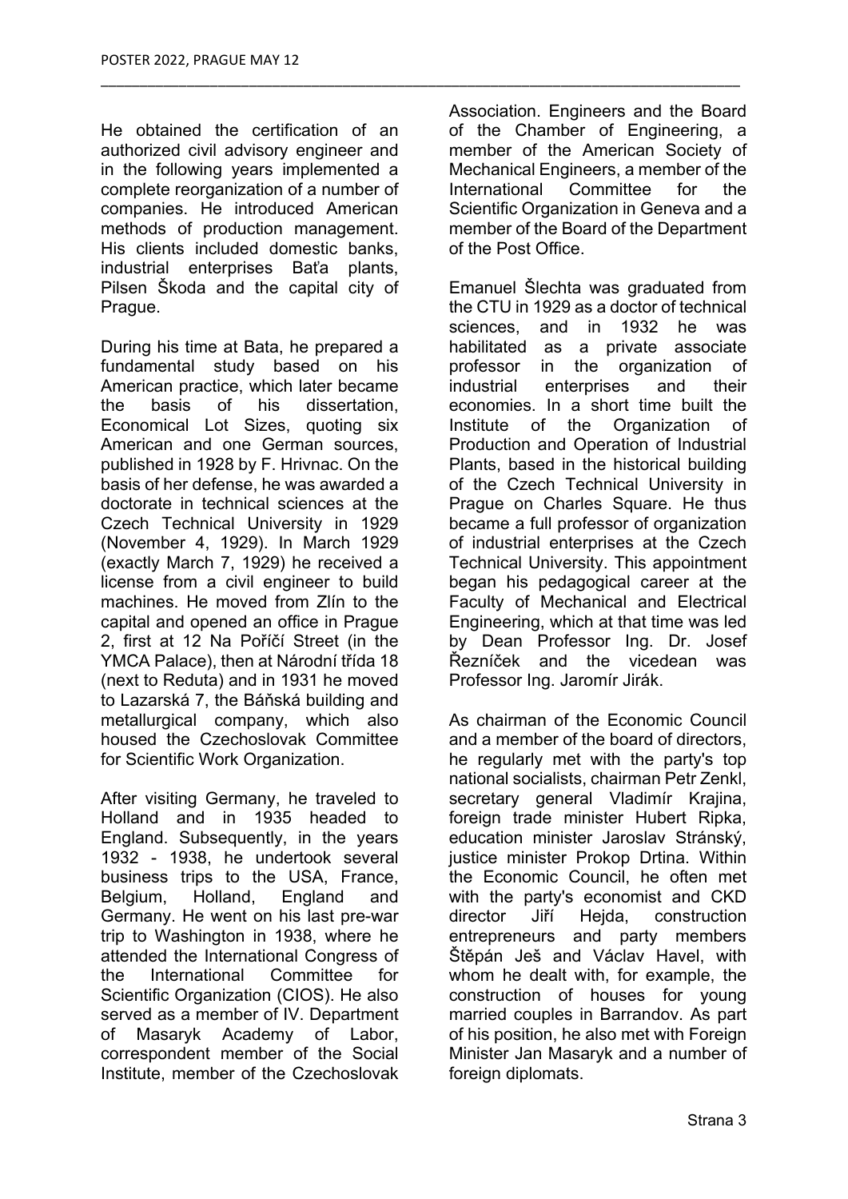He obtained the certification of an authorized civil advisory engineer and in the following years implemented a complete reorganization of a number of companies. He introduced American methods of production management. His clients included domestic banks, industrial enterprises Baťa plants, Pilsen Škoda and the capital city of Prague.

During his time at Bata, he prepared a fundamental study based on his American practice, which later became the basis of his dissertation, Economical Lot Sizes, quoting six American and one German sources, published in 1928 by F. Hrivnac. On the basis of her defense, he was awarded a doctorate in technical sciences at the Czech Technical University in 1929 (November 4, 1929). In March 1929 (exactly March 7, 1929) he received a license from a civil engineer to build machines. He moved from Zlín to the capital and opened an office in Prague 2, first at 12 Na Poříčí Street (in the YMCA Palace), then at Národní třída 18 (next to Reduta) and in 1931 he moved to Lazarská 7, the Báňská building and metallurgical company, which also housed the Czechoslovak Committee for Scientific Work Organization.

After visiting Germany, he traveled to Holland and in 1935 headed to England. Subsequently, in the years 1932 - 1938, he undertook several business trips to the USA, France, Belgium, Holland, England and Germany. He went on his last pre-war trip to Washington in 1938, where he attended the International Congress of the International Committee for Scientific Organization (CIOS). He also served as a member of IV. Department of Masaryk Academy of Labor, correspondent member of the Social Institute, member of the Czechoslovak Association. Engineers and the Board of the Chamber of Engineering, a member of the American Society of Mechanical Engineers, a member of the International Committee for the Scientific Organization in Geneva and a member of the Board of the Department of the Post Office.

Emanuel Šlechta was graduated from the CTU in 1929 as a doctor of technical sciences, and in 1932 he was habilitated as a private associate professor in the organization of industrial enterprises and their economies. In a short time built the Institute of the Organization of Production and Operation of Industrial Plants, based in the historical building of the Czech Technical University in Prague on Charles Square. He thus became a full professor of organization of industrial enterprises at the Czech Technical University. This appointment began his pedagogical career at the Faculty of Mechanical and Electrical Engineering, which at that time was led by Dean Professor Ing. Dr. Josef Řezníček and the vicedean was Professor Ing. Jaromír Jirák.

As chairman of the Economic Council and a member of the board of directors, he regularly met with the party's top national socialists, chairman Petr Zenkl, secretary general Vladimír Krajina, foreign trade minister Hubert Ripka, education minister Jaroslav Stránský, justice minister Prokop Drtina. Within the Economic Council, he often met with the party's economist and CKD director Jiří Hejda, construction entrepreneurs and party members Štěpán Ješ and Václav Havel, with whom he dealt with, for example, the construction of houses for young married couples in Barrandov. As part of his position, he also met with Foreign Minister Jan Masaryk and a number of foreign diplomats.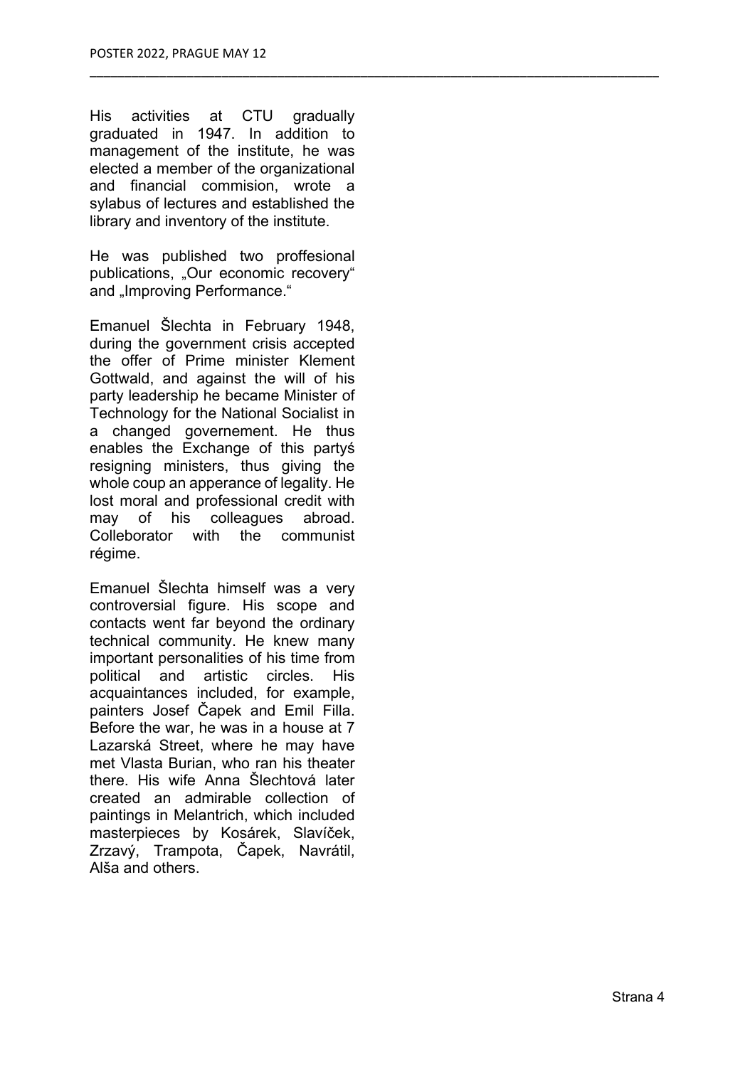His activities at CTU gradually graduated in 1947. In addition to management of the institute, he was elected a member of the organizational and financial commision, wrote a sylabus of lectures and established the library and inventory of the institute.

He was published two proffesional publications, „Our economic recovery“ and „Improving Performance.“

Emanuel Šlechta in February 1948, during the government crisis accepted the offer of Prime minister Klement Gottwald, and against the will of his party leadership he became Minister of Technology for the National Socialist in a changed governement. He thus enables the Exchange of this partyś resigning ministers, thus giving the whole coup an apperance of legality. He lost moral and professional credit with may of his colleagues abroad. Colleborator with the communist régime.

Emanuel Šlechta himself was a very controversial figure. His scope and contacts went far beyond the ordinary technical community. He knew many important personalities of his time from political and artistic circles. His acquaintances included, for example, painters Josef Čapek and Emil Filla. Before the war, he was in a house at 7 Lazarská Street, where he may have met Vlasta Burian, who ran his theater there. His wife Anna Šlechtová later created an admirable collection of paintings in Melantrich, which included masterpieces by Kosárek, Slavíček, Zrzavý, Trampota, Čapek, Navrátil, Alša and others.